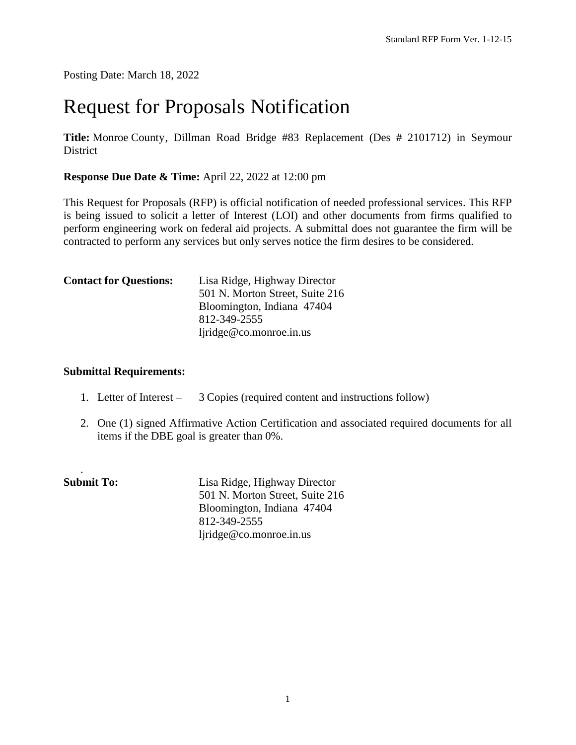Posting Date: March 18, 2022

# Request for Proposals Notification

**Title:** Monroe County, Dillman Road Bridge #83 Replacement (Des # 2101712) in Seymour District

**Response Due Date & Time:** April 22, 2022 at 12:00 pm

This Request for Proposals (RFP) is official notification of needed professional services. This RFP is being issued to solicit a letter of Interest (LOI) and other documents from firms qualified to perform engineering work on federal aid projects. A submittal does not guarantee the firm will be contracted to perform any services but only serves notice the firm desires to be considered.

**Contact for Questions:**
Lisa Ridge, Highway Director
501 N. Morton Street, Suite 216
Bloomington, Indiana 47404
812-349-2555
ljridge@co.monroe.in.us

**Submittal Requirements:**

1. Letter of Interest – 3 Copies (required content and instructions follow)
2. One (1) signed Affirmative Action Certification and associated required documents for all items if the DBE goal is greater than 0%.

**Submit To:**
Lisa Ridge, Highway Director
501 N. Morton Street, Suite 216
Bloomington, Indiana 47404
812-349-2555
ljridge@co.monroe.in.us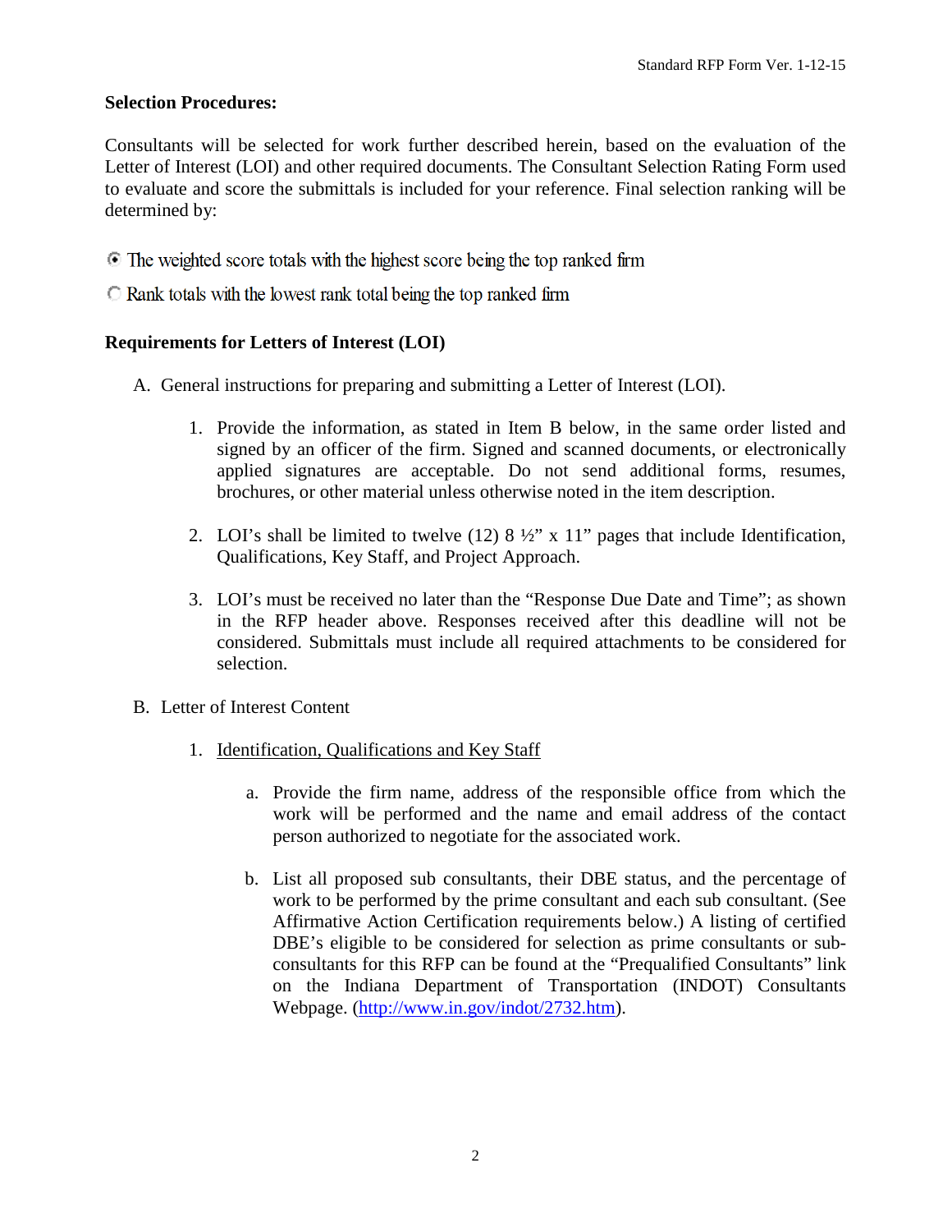**Selection Procedures:**

Consultants will be selected for work further described herein, based on the evaluation of the Letter of Interest (LOI) and other required documents. The Consultant Selection Rating Form used to evaluate and score the submittals is included for your reference. Final selection ranking will be determined by:

- (●) The weighted score totals with the highest score being the top ranked firm
- ( ) Rank totals with the lowest rank total being the top ranked firm

**Requirements for Letters of Interest (LOI)**

A. General instructions for preparing and submitting a Letter of Interest (LOI).

   1. Provide the information, as stated in Item B below, in the same order listed and signed by an officer of the firm. Signed and scanned documents, or electronically applied signatures are acceptable. Do not send additional forms, resumes, brochures, or other material unless otherwise noted in the item description.

   2. LOI's shall be limited to twelve (12) 8 ½" x 11" pages that include Identification, Qualifications, Key Staff, and Project Approach.

   3. LOI's must be received no later than the "Response Due Date and Time"; as shown in the RFP header above. Responses received after this deadline will not be considered. Submittals must include all required attachments to be considered for selection.

B. Letter of Interest Content

   1. <u>Identification, Qualifications and Key Staff</u>

      a. Provide the firm name, address of the responsible office from which the work will be performed and the name and email address of the contact person authorized to negotiate for the associated work.

      b. List all proposed sub consultants, their DBE status, and the percentage of work to be performed by the prime consultant and each sub consultant. (See Affirmative Action Certification requirements below.) A listing of certified DBE's eligible to be considered for selection as prime consultants or sub-consultants for this RFP can be found at the "Prequalified Consultants" link on the Indiana Department of Transportation (INDOT) Consultants Webpage. (http://www.in.gov/indot/2732.htm).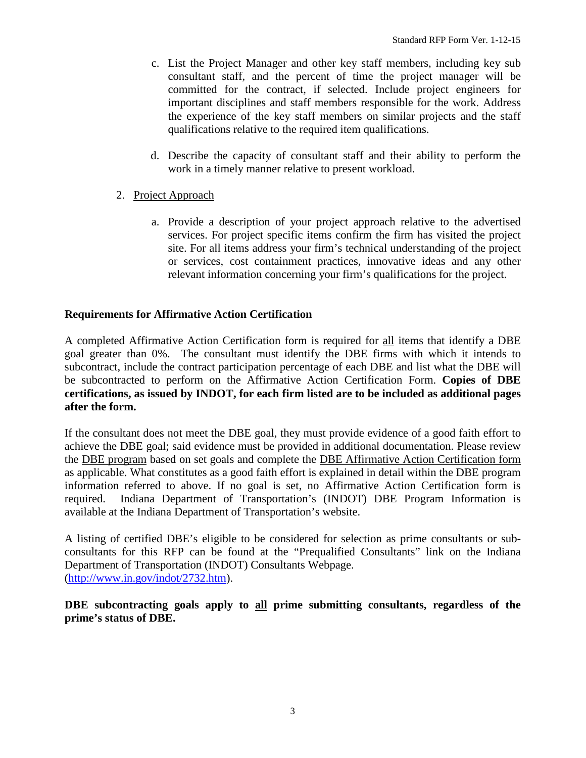c. List the Project Manager and other key staff members, including key sub consultant staff, and the percent of time the project manager will be committed for the contract, if selected. Include project engineers for important disciplines and staff members responsible for the work. Address the experience of the key staff members on similar projects and the staff qualifications relative to the required item qualifications.

d. Describe the capacity of consultant staff and their ability to perform the work in a timely manner relative to present workload.

2. Project Approach

   a. Provide a description of your project approach relative to the advertised services. For project specific items confirm the firm has visited the project site. For all items address your firm's technical understanding of the project or services, cost containment practices, innovative ideas and any other relevant information concerning your firm's qualifications for the project.

**Requirements for Affirmative Action Certification**

A completed Affirmative Action Certification form is required for all items that identify a DBE goal greater than 0%. The consultant must identify the DBE firms with which it intends to subcontract, include the contract participation percentage of each DBE and list what the DBE will be subcontracted to perform on the Affirmative Action Certification Form. **Copies of DBE certifications, as issued by INDOT, for each firm listed are to be included as additional pages after the form.**

If the consultant does not meet the DBE goal, they must provide evidence of a good faith effort to achieve the DBE goal; said evidence must be provided in additional documentation. Please review the DBE program based on set goals and complete the DBE Affirmative Action Certification form as applicable. What constitutes as a good faith effort is explained in detail within the DBE program information referred to above. If no goal is set, no Affirmative Action Certification form is required. Indiana Department of Transportation's (INDOT) DBE Program Information is available at the Indiana Department of Transportation's website.

A listing of certified DBE's eligible to be considered for selection as prime consultants or sub-consultants for this RFP can be found at the "Prequalified Consultants" link on the Indiana Department of Transportation (INDOT) Consultants Webpage. (http://www.in.gov/indot/2732.htm).

**DBE subcontracting goals apply to all prime submitting consultants, regardless of the prime's status of DBE.**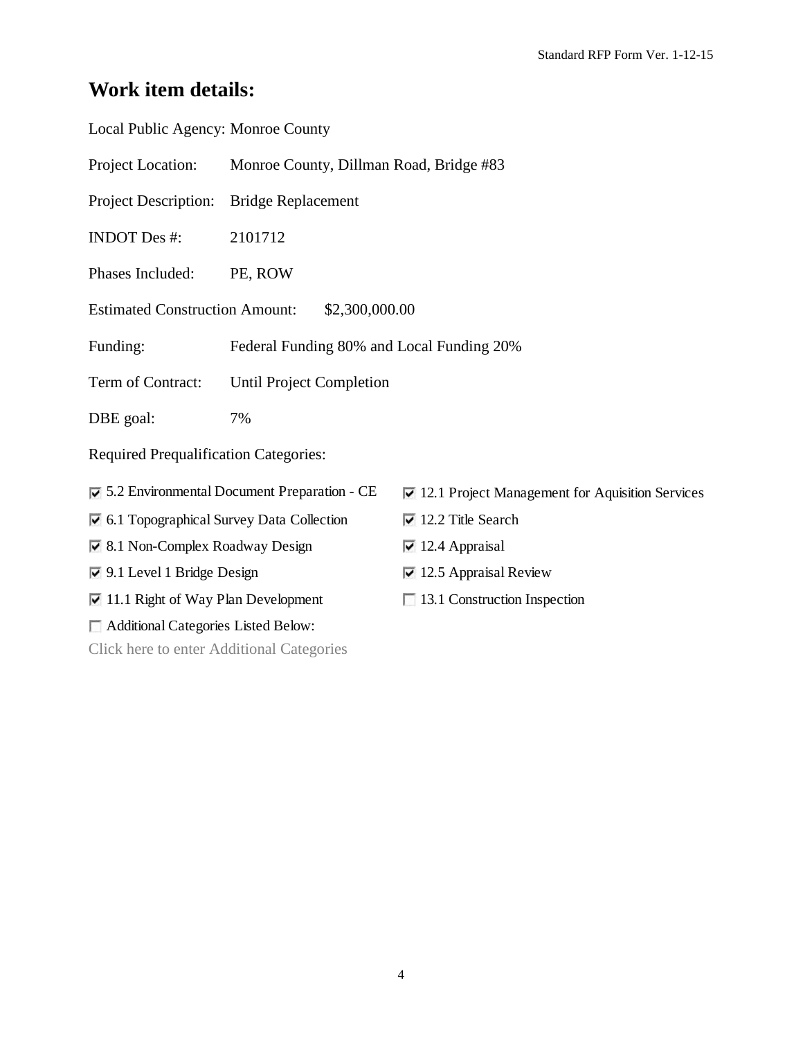## Work item details:

Local Public Agency: Monroe County

Project Location: Monroe County, Dillman Road, Bridge #83

Project Description: Bridge Replacement

INDOT Des #: 2101712

Phases Included: PE, ROW

Estimated Construction Amount: $2,300,000.00

Funding: Federal Funding 80% and Local Funding 20%

Term of Contract: Until Project Completion

DBE goal: 7%

Required Prequalification Categories:

- ☑ 5.2 Environmental Document Preparation - CE
- ☑ 6.1 Topographical Survey Data Collection
- ☑ 8.1 Non-Complex Roadway Design
- ☑ 9.1 Level 1 Bridge Design
- ☑ 11.1 Right of Way Plan Development
- ☐ Additional Categories Listed Below:

Click here to enter Additional Categories

- ☑ 12.1 Project Management for Aquisition Services
- ☑ 12.2 Title Search
- ☑ 12.4 Appraisal
- ☑ 12.5 Appraisal Review
- ☐ 13.1 Construction Inspection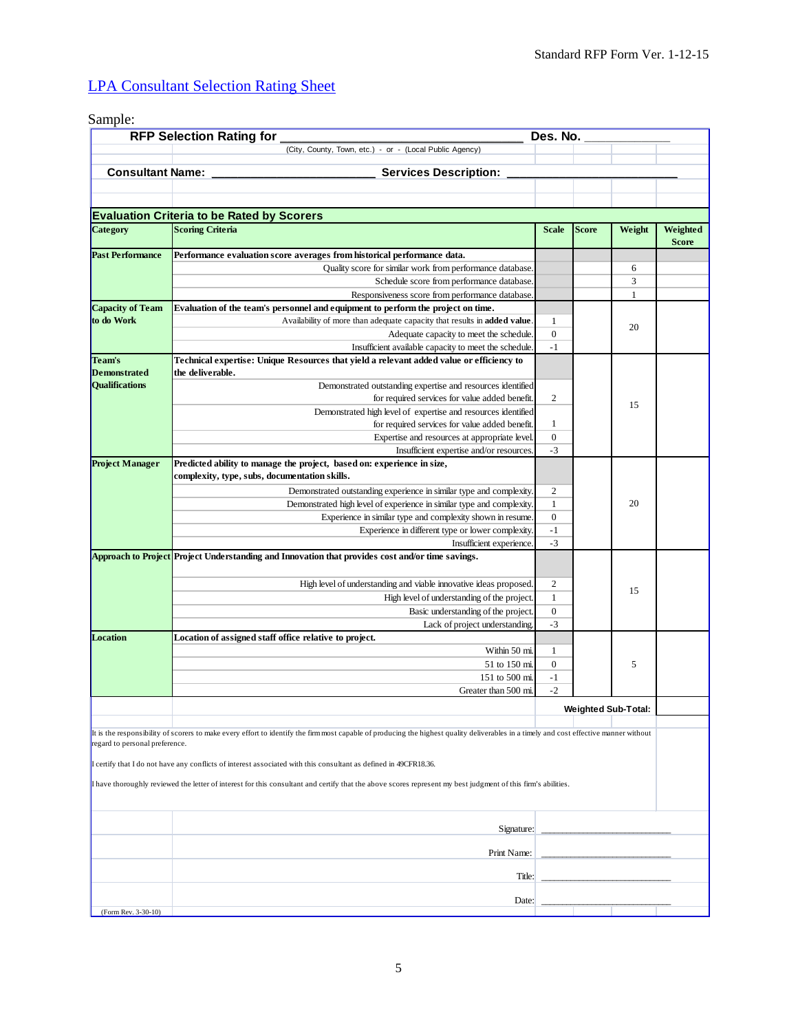## LPA Consultant Selection Rating Sheet

Sample:

**RFP Selection Rating for** ______________________________ **Des. No.** ____________

(City, County, Town, etc.) - or - (Local Public Agency)

**Consultant Name:** ______________________ **Services Description:** ______________________

### Evaluation Criteria to be Rated by Scorers

| Category | Scoring Criteria | Scale | Score | Weight | Weighted Score |
|---|---|---|---|---|---|
| **Past Performance** | **Performance evaluation score averages from historical performance data.** | | | | |
| | Quality score for similar work from performance database. | | | 6 | |
| | Schedule score from performance database. | | | 3 | |
| | Responsiveness score from performance database. | | | 1 | |
| **Capacity of Team to do Work** | **Evaluation of the team's personnel and equipment to perform the project on time.** | | | 20 | |
| | Availability of more than adequate capacity that results in **added value**. | 1 | | | |
| | Adequate capacity to meet the schedule. | 0 | | | |
| | Insufficient available capacity to meet the schedule. | -1 | | | |
| **Team's Demonstrated Qualifications** | **Technical expertise: Unique Resources that yield a relevant added value or efficiency to the deliverable.** | | | 15 | |
| | Demonstrated outstanding expertise and resources identified for required services for value added benefit. | 2 | | | |
| | Demonstrated high level of expertise and resources identified for required services for value added benefit. | 1 | | | |
| | Expertise and resources at appropriate level. | 0 | | | |
| | Insufficient expertise and/or resources. | -3 | | | |
| **Project Manager** | **Predicted ability to manage the project, based on: experience in size, complexity, type, subs, documentation skills.** | | | 20 | |
| | Demonstrated outstanding experience in similar type and complexity. | 2 | | | |
| | Demonstrated high level of experience in similar type and complexity. | 1 | | | |
| | Experience in similar type and complexity shown in resume. | 0 | | | |
| | Experience in different type or lower complexity. | -1 | | | |
| | Insufficient experience. | -3 | | | |
| **Approach to Project** | **Project Understanding and Innovation that provides cost and/or time savings.** | | | 15 | |
| | High level of understanding and viable innovative ideas proposed. | 2 | | | |
| | High level of understanding of the project. | 1 | | | |
| | Basic understanding of the project. | 0 | | | |
| | Lack of project understanding. | -3 | | | |
| **Location** | **Location of assigned staff office relative to project.** | | | 5 | |
| | Within 50 mi. | 1 | | | |
| | 51 to 150 mi. | 0 | | | |
| | 151 to 500 mi. | -1 | | | |
| | Greater than 500 mi. | -2 | | | |
| | | | **Weighted Sub-Total:** | | |

It is the responsibility of scorers to make every effort to identify the firm most capable of producing the highest quality deliverables in a timely and cost effective manner without regard to personal preference.

I certify that I do not have any conflicts of interest associated with this consultant as defined in 49CFR18.36.

I have thoroughly reviewed the letter of interest for this consultant and certify that the above scores represent my best judgment of this firm's abilities.

Signature: ______________________

Print Name: ______________________

Title: ______________________

Date: ______________________

(Form Rev. 3-30-10)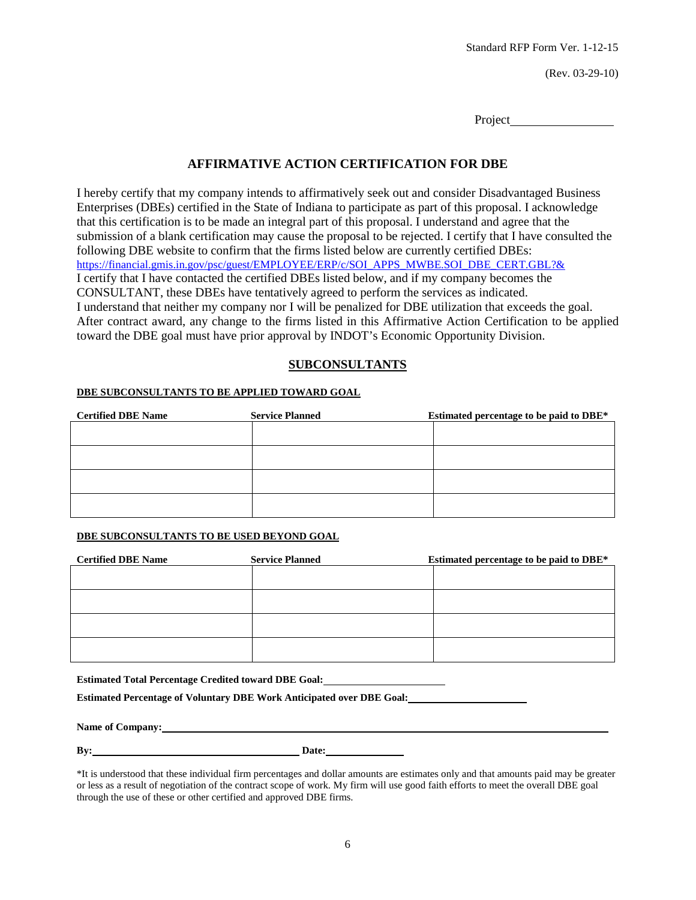Standard RFP Form Ver. 1-12-15

(Rev. 03-29-10)

Project________________

## AFFIRMATIVE ACTION CERTIFICATION FOR DBE

I hereby certify that my company intends to affirmatively seek out and consider Disadvantaged Business Enterprises (DBEs) certified in the State of Indiana to participate as part of this proposal. I acknowledge that this certification is to be made an integral part of this proposal. I understand and agree that the submission of a blank certification may cause the proposal to be rejected. I certify that I have consulted the following DBE website to confirm that the firms listed below are currently certified DBEs: https://financial.gmis.in.gov/psc/guest/EMPLOYEE/ERP/c/SOI_APPS_MWBE.SOI_DBE_CERT.GBL?&
I certify that I have contacted the certified DBEs listed below, and if my company becomes the CONSULTANT, these DBEs have tentatively agreed to perform the services as indicated.
I understand that neither my company nor I will be penalized for DBE utilization that exceeds the goal. After contract award, any change to the firms listed in this Affirmative Action Certification to be applied toward the DBE goal must have prior approval by INDOT's Economic Opportunity Division.

### SUBCONSULTANTS

**DBE SUBCONSULTANTS TO BE APPLIED TOWARD GOAL**

| Certified DBE Name | Service Planned | Estimated percentage to be paid to DBE* |
|---|---|---|
| | | |
| | | |
| | | |
| | | |

**DBE SUBCONSULTANTS TO BE USED BEYOND GOAL**

| Certified DBE Name | Service Planned | Estimated percentage to be paid to DBE* |
|---|---|---|
| | | |
| | | |
| | | |
| | | |

**Estimated Total Percentage Credited toward DBE Goal:**______________________

**Estimated Percentage of Voluntary DBE Work Anticipated over DBE Goal:**______________________

**Name of Company:**______________________________________________________________

**By:**______________________________________ **Date:**______________

*It is understood that these individual firm percentages and dollar amounts are estimates only and that amounts paid may be greater or less as a result of negotiation of the contract scope of work. My firm will use good faith efforts to meet the overall DBE goal through the use of these or other certified and approved DBE firms.